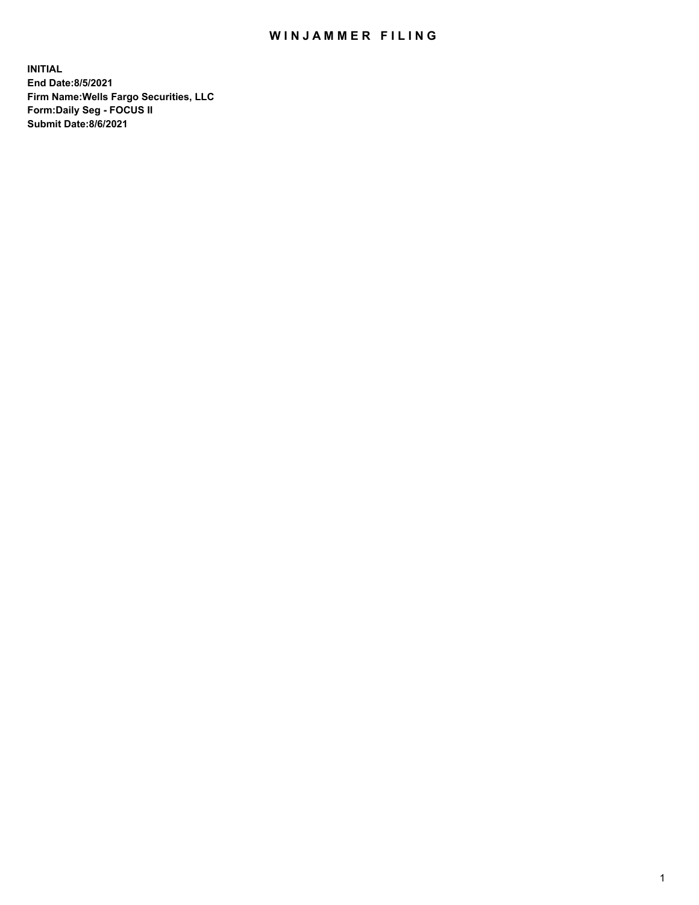# WINJAMMER FILING

**INITIAL**
**End Date:8/5/2021**
**Firm Name:Wells Fargo Securities, LLC**
**Form:Daily Seg - FOCUS II**
**Submit Date:8/6/2021**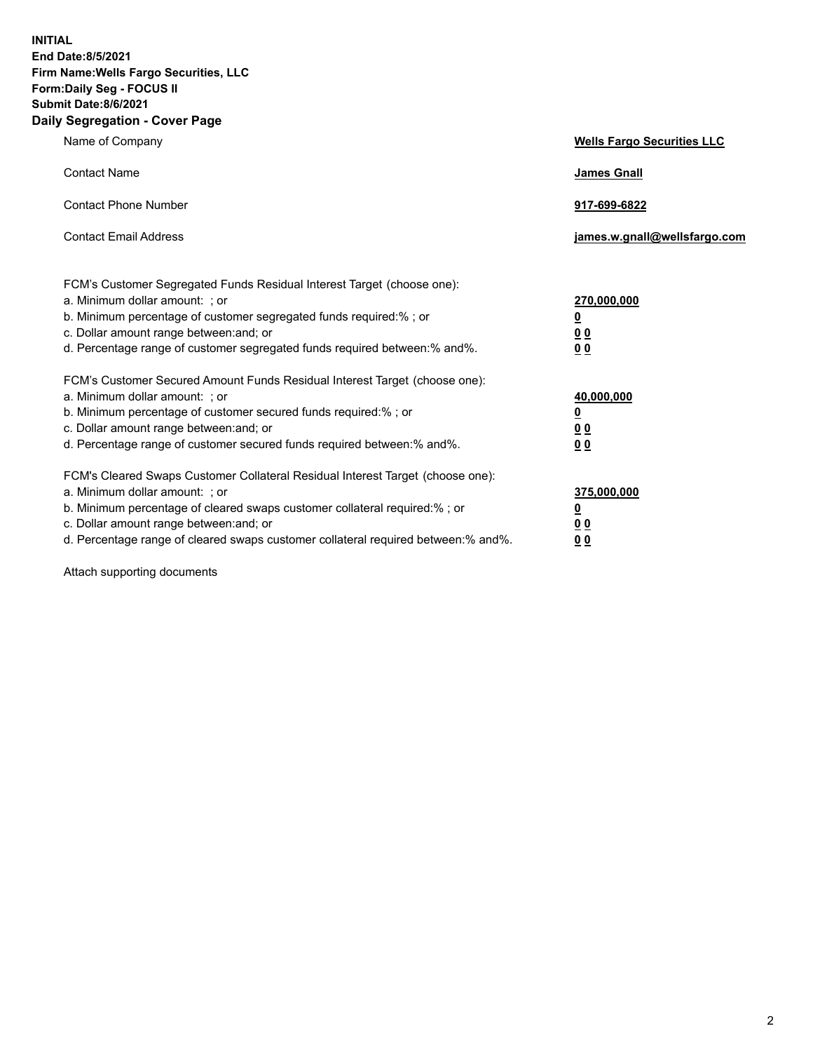**INITIAL**
**End Date:8/5/2021**
**Firm Name:Wells Fargo Securities, LLC**
**Form:Daily Seg - FOCUS II**
**Submit Date:8/6/2021**

## Daily Segregation - Cover Page

| | |
|---|---|
| Name of Company | **Wells Fargo Securities LLC** |
| Contact Name | **James Gnall** |
| Contact Phone Number | **917-699-6822** |
| Contact Email Address | **james.w.gnall@wellsfargo.com** |

FCM's Customer Segregated Funds Residual Interest Target (choose one):

| | |
|---|---|
| a. Minimum dollar amount: ; or | **270,000,000** |
| b. Minimum percentage of customer segregated funds required:% ; or | **0** |
| c. Dollar amount range between:and; or | **0 0** |
| d. Percentage range of customer segregated funds required between:% and%. | **0 0** |

FCM's Customer Secured Amount Funds Residual Interest Target (choose one):

| | |
|---|---|
| a. Minimum dollar amount: ; or | **40,000,000** |
| b. Minimum percentage of customer secured funds required:% ; or | **0** |
| c. Dollar amount range between:and; or | **0 0** |
| d. Percentage range of customer secured funds required between:% and%. | **0 0** |

FCM's Cleared Swaps Customer Collateral Residual Interest Target (choose one):

| | |
|---|---|
| a. Minimum dollar amount: ; or | **375,000,000** |
| b. Minimum percentage of cleared swaps customer collateral required:% ; or | **0** |
| c. Dollar amount range between:and; or | **0 0** |
| d. Percentage range of cleared swaps customer collateral required between:% and%. | **0 0** |

Attach supporting documents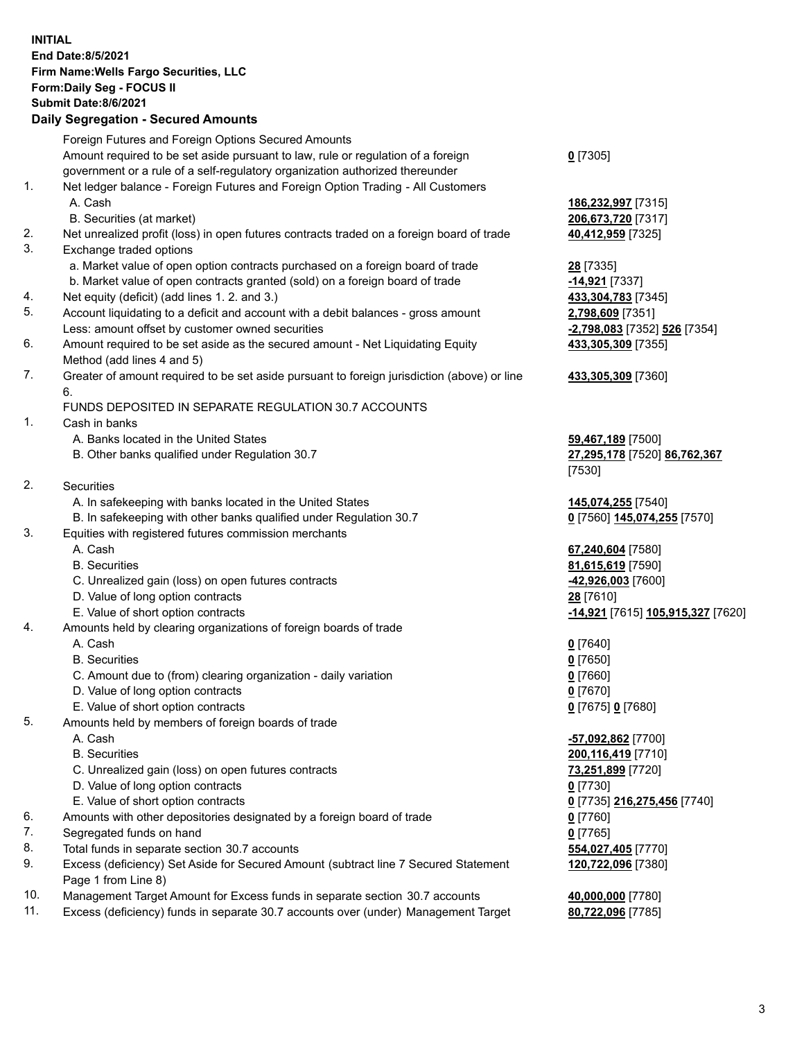**INITIAL**
**End Date:8/5/2021**
**Firm Name:Wells Fargo Securities, LLC**
**Form:Daily Seg - FOCUS II**
**Submit Date:8/6/2021**
**Daily Segregation - Secured Amounts**

| | | |
|---|---|---|
| | Foreign Futures and Foreign Options Secured Amounts | |
| | Amount required to be set aside pursuant to law, rule or regulation of a foreign government or a rule of a self-regulatory organization authorized thereunder | **0** [7305] |
| 1. | Net ledger balance - Foreign Futures and Foreign Option Trading - All Customers | |
| | A. Cash | **186,232,997** [7315] |
| | B. Securities (at market) | **206,673,720** [7317] |
| 2. | Net unrealized profit (loss) in open futures contracts traded on a foreign board of trade | **40,412,959** [7325] |
| 3. | Exchange traded options | |
| | a. Market value of open option contracts purchased on a foreign board of trade | **28** [7335] |
| | b. Market value of open contracts granted (sold) on a foreign board of trade | **-14,921** [7337] |
| 4. | Net equity (deficit) (add lines 1. 2. and 3.) | **433,304,783** [7345] |
| 5. | Account liquidating to a deficit and account with a debit balances - gross amount | **2,798,609** [7351] |
| | Less: amount offset by customer owned securities | **-2,798,083** [7352] **526** [7354] |
| 6. | Amount required to be set aside as the secured amount - Net Liquidating Equity Method (add lines 4 and 5) | **433,305,309** [7355] |
| 7. | Greater of amount required to be set aside pursuant to foreign jurisdiction (above) or line 6. | **433,305,309** [7360] |
| | FUNDS DEPOSITED IN SEPARATE REGULATION 30.7 ACCOUNTS | |
| 1. | Cash in banks | |
| | A. Banks located in the United States | **59,467,189** [7500] |
| | B. Other banks qualified under Regulation 30.7 | **27,295,178** [7520] **86,762,367** [7530] |
| 2. | Securities | |
| | A. In safekeeping with banks located in the United States | **145,074,255** [7540] |
| | B. In safekeeping with other banks qualified under Regulation 30.7 | **0** [7560] **145,074,255** [7570] |
| 3. | Equities with registered futures commission merchants | |
| | A. Cash | **67,240,604** [7580] |
| | B. Securities | **81,615,619** [7590] |
| | C. Unrealized gain (loss) on open futures contracts | **-42,926,003** [7600] |
| | D. Value of long option contracts | **28** [7610] |
| | E. Value of short option contracts | **-14,921** [7615] **105,915,327** [7620] |
| 4. | Amounts held by clearing organizations of foreign boards of trade | |
| | A. Cash | **0** [7640] |
| | B. Securities | **0** [7650] |
| | C. Amount due to (from) clearing organization - daily variation | **0** [7660] |
| | D. Value of long option contracts | **0** [7670] |
| | E. Value of short option contracts | **0** [7675] **0** [7680] |
| 5. | Amounts held by members of foreign boards of trade | |
| | A. Cash | **-57,092,862** [7700] |
| | B. Securities | **200,116,419** [7710] |
| | C. Unrealized gain (loss) on open futures contracts | **73,251,899** [7720] |
| | D. Value of long option contracts | **0** [7730] |
| | E. Value of short option contracts | **0** [7735] **216,275,456** [7740] |
| 6. | Amounts with other depositories designated by a foreign board of trade | **0** [7760] |
| 7. | Segregated funds on hand | **0** [7765] |
| 8. | Total funds in separate section 30.7 accounts | **554,027,405** [7770] |
| 9. | Excess (deficiency) Set Aside for Secured Amount (subtract line 7 Secured Statement Page 1 from Line 8) | **120,722,096** [7380] |
| 10. | Management Target Amount for Excess funds in separate section 30.7 accounts | **40,000,000** [7780] |
| 11. | Excess (deficiency) funds in separate 30.7 accounts over (under) Management Target | **80,722,096** [7785] |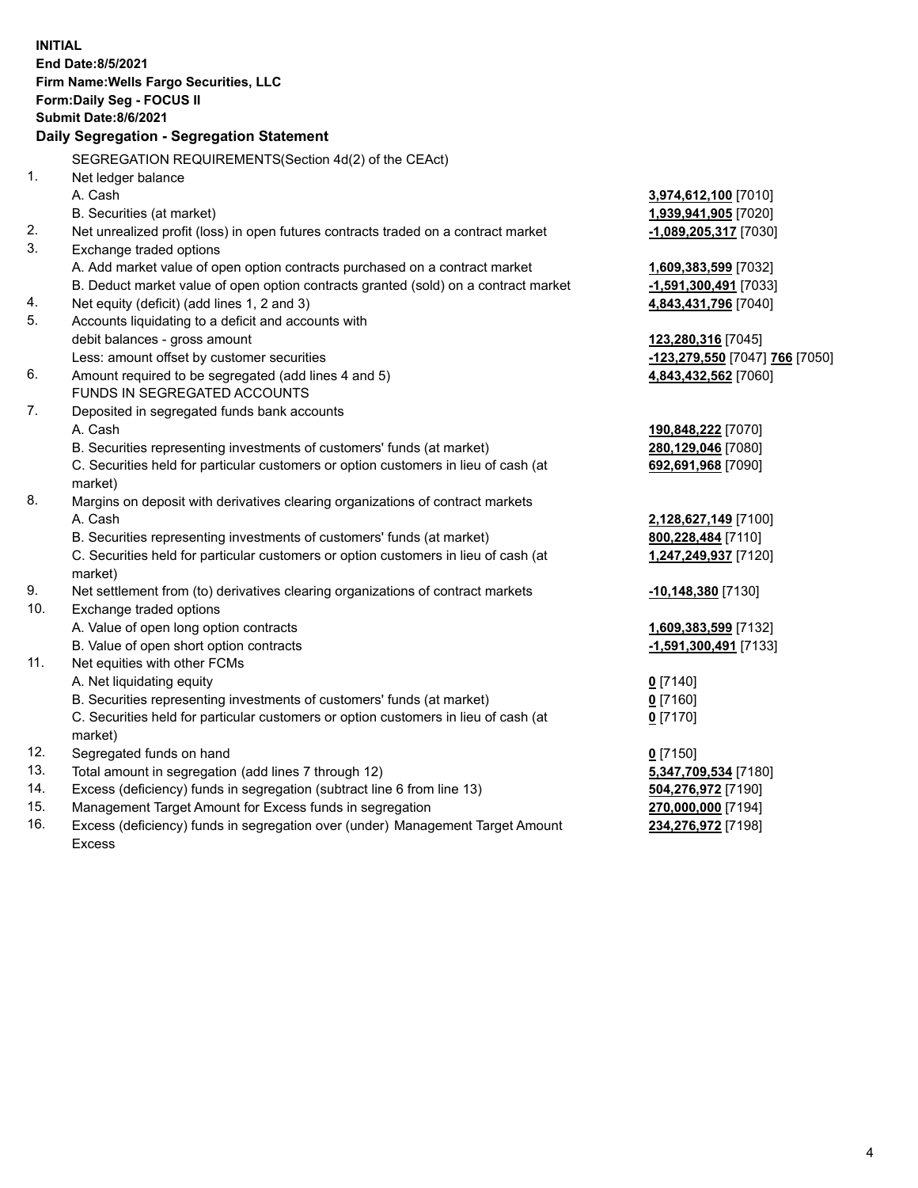**INITIAL**
**End Date:8/5/2021**
**Firm Name:Wells Fargo Securities, LLC**
**Form:Daily Seg - FOCUS II**
**Submit Date:8/6/2021**

## Daily Segregation - Segregation Statement

SEGREGATION REQUIREMENTS(Section 4d(2) of the CEAct)

| | | |
|---|---|---|
| 1. | Net ledger balance | |
| | A. Cash | **3,974,612,100** [7010] |
| | B. Securities (at market) | **1,939,941,905** [7020] |
| 2. | Net unrealized profit (loss) in open futures contracts traded on a contract market | **-1,089,205,317** [7030] |
| 3. | Exchange traded options | |
| | A. Add market value of open option contracts purchased on a contract market | **1,609,383,599** [7032] |
| | B. Deduct market value of open option contracts granted (sold) on a contract market | **-1,591,300,491** [7033] |
| 4. | Net equity (deficit) (add lines 1, 2 and 3) | **4,843,431,796** [7040] |
| 5. | Accounts liquidating to a deficit and accounts with debit balances - gross amount | **123,280,316** [7045] |
| | Less: amount offset by customer securities | **-123,279,550** [7047] **766** [7050] |
| 6. | Amount required to be segregated (add lines 4 and 5) | **4,843,432,562** [7060] |
| | FUNDS IN SEGREGATED ACCOUNTS | |
| 7. | Deposited in segregated funds bank accounts | |
| | A. Cash | **190,848,222** [7070] |
| | B. Securities representing investments of customers' funds (at market) | **280,129,046** [7080] |
| | C. Securities held for particular customers or option customers in lieu of cash (at market) | **692,691,968** [7090] |
| 8. | Margins on deposit with derivatives clearing organizations of contract markets | |
| | A. Cash | **2,128,627,149** [7100] |
| | B. Securities representing investments of customers' funds (at market) | **800,228,484** [7110] |
| | C. Securities held for particular customers or option customers in lieu of cash (at market) | **1,247,249,937** [7120] |
| 9. | Net settlement from (to) derivatives clearing organizations of contract markets | **-10,148,380** [7130] |
| 10. | Exchange traded options | |
| | A. Value of open long option contracts | **1,609,383,599** [7132] |
| | B. Value of open short option contracts | **-1,591,300,491** [7133] |
| 11. | Net equities with other FCMs | |
| | A. Net liquidating equity | **0** [7140] |
| | B. Securities representing investments of customers' funds (at market) | **0** [7160] |
| | C. Securities held for particular customers or option customers in lieu of cash (at market) | **0** [7170] |
| 12. | Segregated funds on hand | **0** [7150] |
| 13. | Total amount in segregation (add lines 7 through 12) | **5,347,709,534** [7180] |
| 14. | Excess (deficiency) funds in segregation (subtract line 6 from line 13) | **504,276,972** [7190] |
| 15. | Management Target Amount for Excess funds in segregation | **270,000,000** [7194] |
| 16. | Excess (deficiency) funds in segregation over (under) Management Target Amount Excess | **234,276,972** [7198] |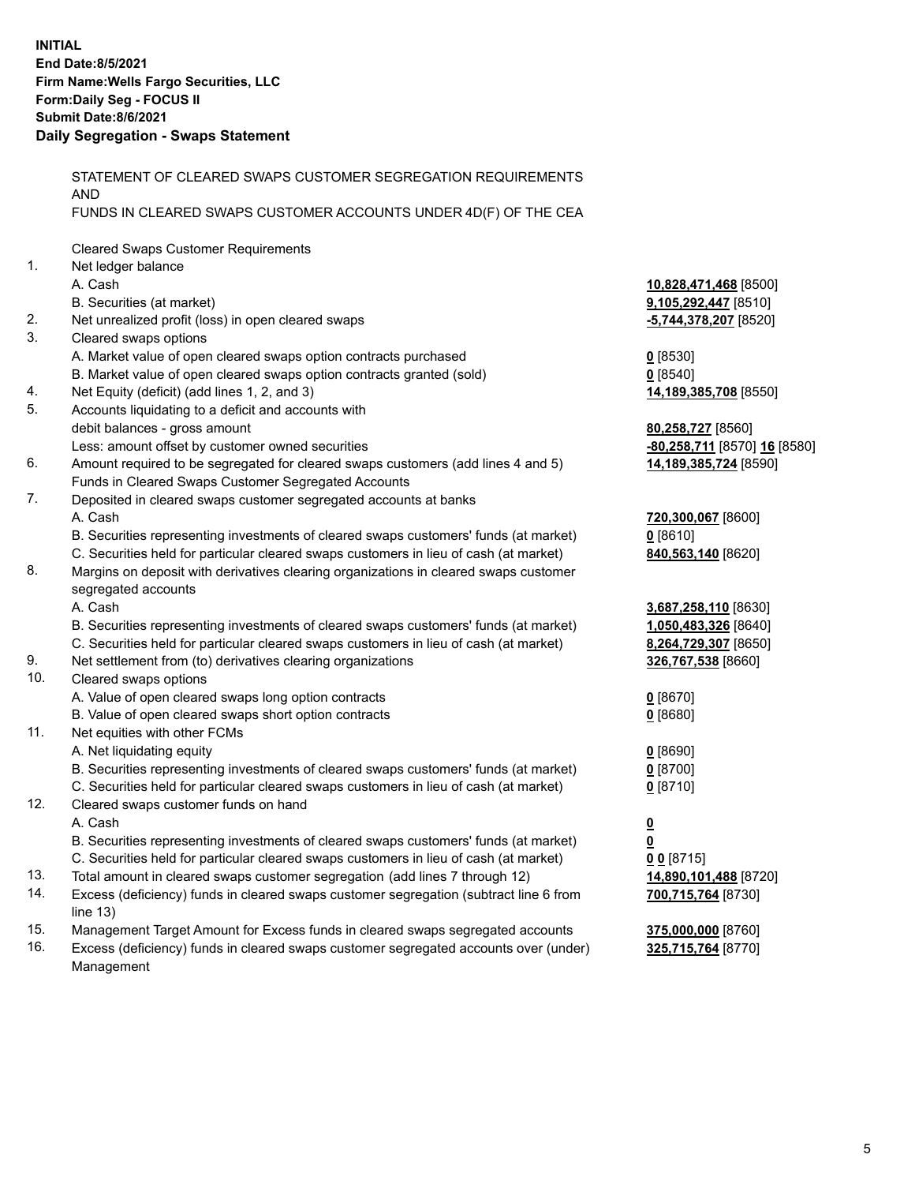**INITIAL**
**End Date:8/5/2021**
**Firm Name:Wells Fargo Securities, LLC**
**Form:Daily Seg - FOCUS II**
**Submit Date:8/6/2021**
**Daily Segregation - Swaps Statement**

STATEMENT OF CLEARED SWAPS CUSTOMER SEGREGATION REQUIREMENTS AND FUNDS IN CLEARED SWAPS CUSTOMER ACCOUNTS UNDER 4D(F) OF THE CEA

| | | |
|---|---|---|
| | Cleared Swaps Customer Requirements | |
| 1. | Net ledger balance | |
| | A. Cash | **10,828,471,468** [8500] |
| | B. Securities (at market) | **9,105,292,447** [8510] |
| 2. | Net unrealized profit (loss) in open cleared swaps | **-5,744,378,207** [8520] |
| 3. | Cleared swaps options | |
| | A. Market value of open cleared swaps option contracts purchased | **0** [8530] |
| | B. Market value of open cleared swaps option contracts granted (sold) | **0** [8540] |
| 4. | Net Equity (deficit) (add lines 1, 2, and 3) | **14,189,385,708** [8550] |
| 5. | Accounts liquidating to a deficit and accounts with debit balances - gross amount | **80,258,727** [8560] |
| | Less: amount offset by customer owned securities | **-80,258,711** [8570] **16** [8580] |
| 6. | Amount required to be segregated for cleared swaps customers (add lines 4 and 5) | **14,189,385,724** [8590] |
| | Funds in Cleared Swaps Customer Segregated Accounts | |
| 7. | Deposited in cleared swaps customer segregated accounts at banks | |
| | A. Cash | **720,300,067** [8600] |
| | B. Securities representing investments of cleared swaps customers' funds (at market) | **0** [8610] |
| | C. Securities held for particular cleared swaps customers in lieu of cash (at market) | **840,563,140** [8620] |
| 8. | Margins on deposit with derivatives clearing organizations in cleared swaps customer segregated accounts | |
| | A. Cash | **3,687,258,110** [8630] |
| | B. Securities representing investments of cleared swaps customers' funds (at market) | **1,050,483,326** [8640] |
| | C. Securities held for particular cleared swaps customers in lieu of cash (at market) | **8,264,729,307** [8650] |
| 9. | Net settlement from (to) derivatives clearing organizations | **326,767,538** [8660] |
| 10. | Cleared swaps options | |
| | A. Value of open cleared swaps long option contracts | **0** [8670] |
| | B. Value of open cleared swaps short option contracts | **0** [8680] |
| 11. | Net equities with other FCMs | |
| | A. Net liquidating equity | **0** [8690] |
| | B. Securities representing investments of cleared swaps customers' funds (at market) | **0** [8700] |
| | C. Securities held for particular cleared swaps customers in lieu of cash (at market) | **0** [8710] |
| 12. | Cleared swaps customer funds on hand | |
| | A. Cash | **0** |
| | B. Securities representing investments of cleared swaps customers' funds (at market) | **0** |
| | C. Securities held for particular cleared swaps customers in lieu of cash (at market) | **0** **0** [8715] |
| 13. | Total amount in cleared swaps customer segregation (add lines 7 through 12) | **14,890,101,488** [8720] |
| 14. | Excess (deficiency) funds in cleared swaps customer segregation (subtract line 6 from line 13) | **700,715,764** [8730] |
| 15. | Management Target Amount for Excess funds in cleared swaps segregated accounts | **375,000,000** [8760] |
| 16. | Excess (deficiency) funds in cleared swaps customer segregated accounts over (under) Management | **325,715,764** [8770] |